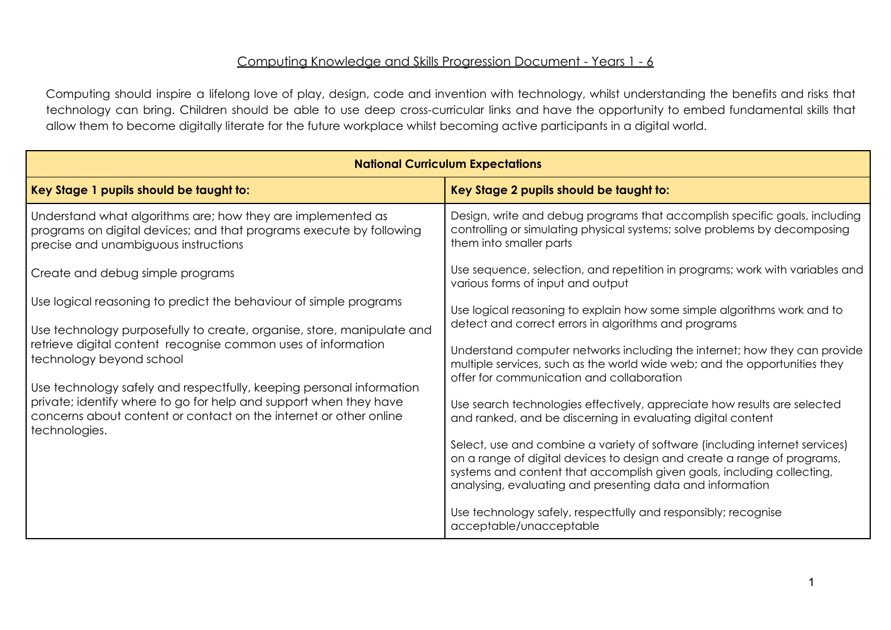# Computing Knowledge and Skills Progression Document - Years 1 - 6

Computing should inspire a lifelong love of play, design, code and invention with technology, whilst understanding the benefits and risks that technology can bring. Children should be able to use deep cross-curricular links and have the opportunity to embed fundamental skills that allow them to become digitally literate for the future workplace whilst becoming active participants in a digital world.

| **National Curriculum Expectations** | |
|---|---|
| **Key Stage 1 pupils should be taught to:** | **Key Stage 2 pupils should be taught to:** |
| Understand what algorithms are; how they are implemented as programs on digital devices; and that programs execute by following precise and unambiguous instructions<br><br>Create and debug simple programs<br><br>Use logical reasoning to predict the behaviour of simple programs<br><br>Use technology purposefully to create, organise, store, manipulate and retrieve digital content  recognise common uses of information technology beyond school<br><br>Use technology safely and respectfully, keeping personal information private; identify where to go for help and support when they have concerns about content or contact on the internet or other online technologies. | Design, write and debug programs that accomplish specific goals, including controlling or simulating physical systems; solve problems by decomposing them into smaller parts<br><br>Use sequence, selection, and repetition in programs; work with variables and various forms of input and output<br><br>Use logical reasoning to explain how some simple algorithms work and to detect and correct errors in algorithms and programs<br><br>Understand computer networks including the internet; how they can provide multiple services, such as the world wide web; and the opportunities they offer for communication and collaboration<br><br>Use search technologies effectively, appreciate how results are selected and ranked, and be discerning in evaluating digital content<br><br>Select, use and combine a variety of software (including internet services) on a range of digital devices to design and create a range of programs, systems and content that accomplish given goals, including collecting, analysing, evaluating and presenting data and information<br><br>Use technology safely, respectfully and responsibly; recognise acceptable/unacceptable |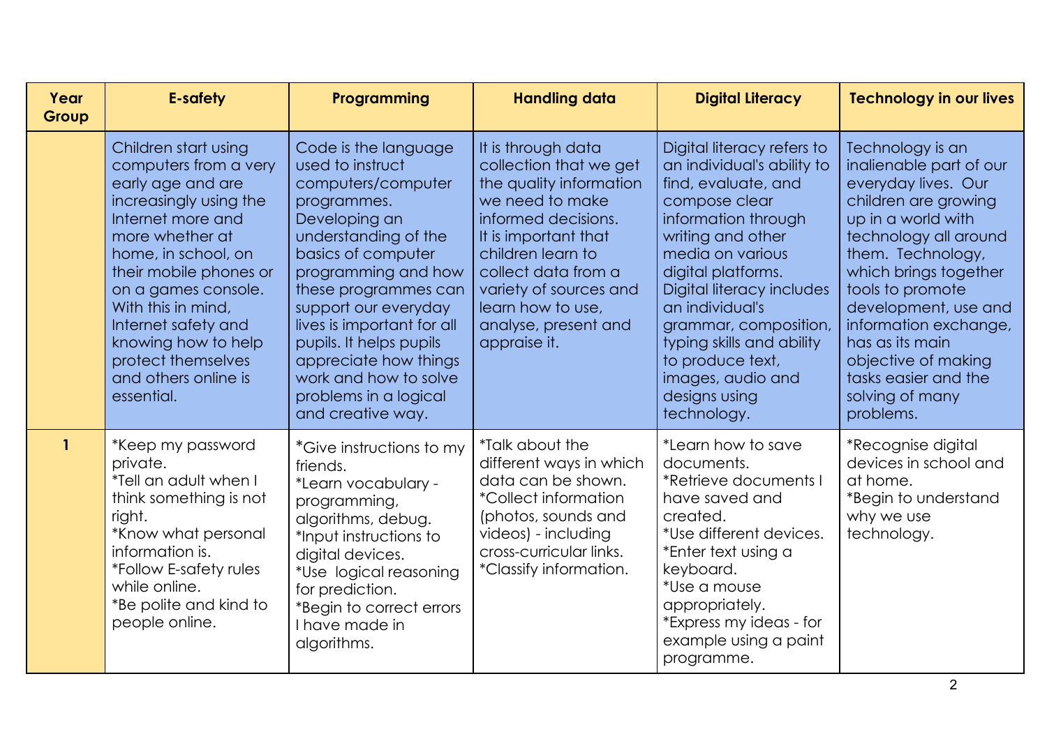| Year Group | E-safety | Programming | Handling data | Digital Literacy | Technology in our lives |
|---|---|---|---|---|---|
| | Children start using computers from a very early age and are increasingly using the Internet more and more whether at home, in school, on their mobile phones or on a games console. With this in mind, Internet safety and knowing how to help protect themselves and others online is essential. | Code is the language used to instruct computers/computer programmes. Developing an understanding of the basics of computer programming and how these programmes can support our everyday lives is important for all pupils. It helps pupils appreciate how things work and how to solve problems in a logical and creative way. | It is through data collection that we get the quality information we need to make informed decisions. It is important that children learn to collect data from a variety of sources and learn how to use, analyse, present and appraise it. | Digital literacy refers to an individual's ability to find, evaluate, and compose clear information through writing and other media on various digital platforms. Digital literacy includes an individual's grammar, composition, typing skills and ability to produce text, images, audio and designs using technology. | Technology is an inalienable part of our everyday lives. Our children are growing up in a world with technology all around them. Technology, which brings together tools to promote development, use and information exchange, has as its main objective of making tasks easier and the solving of many problems. |
| **1** | *Keep my password private.<br>*Tell an adult when I think something is not right.<br>*Know what personal information is.<br>*Follow E-safety rules while online.<br>*Be polite and kind to people online. | *Give instructions to my friends.<br>*Learn vocabulary - programming, algorithms, debug.<br>*Input instructions to digital devices.<br>*Use logical reasoning for prediction.<br>*Begin to correct errors I have made in algorithms. | *Talk about the different ways in which data can be shown.<br>*Collect information (photos, sounds and videos) - including cross-curricular links.<br>*Classify information. | *Learn how to save documents.<br>*Retrieve documents I have saved and created.<br>*Use different devices.<br>*Enter text using a keyboard.<br>*Use a mouse appropriately.<br>*Express my ideas - for example using a paint programme. | *Recognise digital devices in school and at home.<br>*Begin to understand why we use technology. |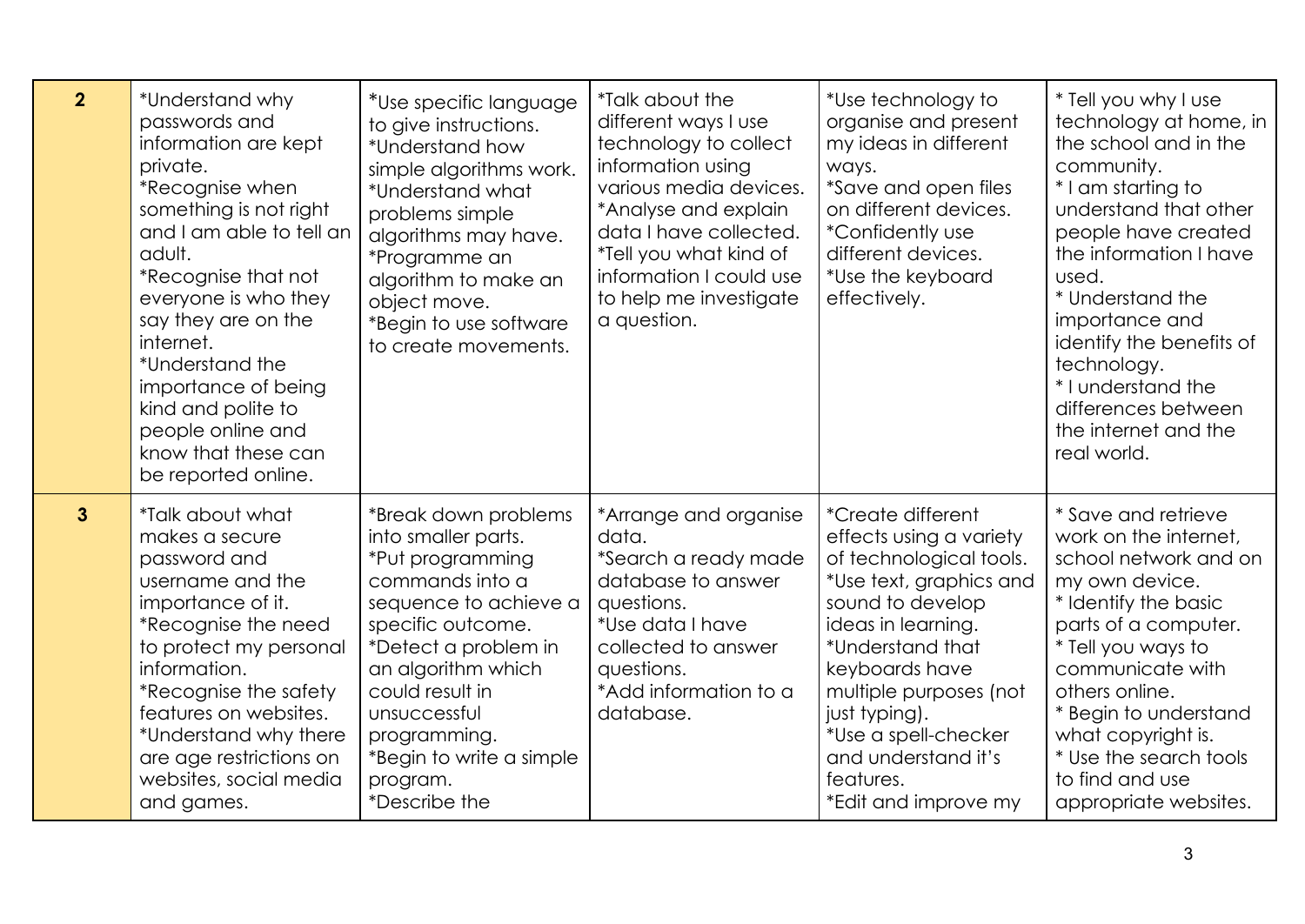| 2 | *Understand why passwords and information are kept private.<br>*Recognise when something is not right and I am able to tell an adult.<br>*Recognise that not everyone is who they say they are on the internet.<br>*Understand the importance of being kind and polite to people online and know that these can be reported online. | *Use specific language to give instructions.<br>*Understand how simple algorithms work.<br>*Understand what problems simple algorithms may have.<br>*Programme an algorithm to make an object move.<br>*Begin to use software to create movements. | *Talk about the different ways I use technology to collect information using various media devices.<br>*Analyse and explain data I have collected.<br>*Tell you what kind of information I could use to help me investigate a question. | *Use technology to organise and present my ideas in different ways.<br>*Save and open files on different devices.<br>*Confidently use different devices.<br>*Use the keyboard effectively. | * Tell you why I use technology at home, in the school and in the community.<br>* I am starting to understand that other people have created the information I have used.<br>* Understand the importance and identify the benefits of technology.<br>* I understand the differences between the internet and the real world. |
|---|---|---|---|---|---|
| 3 | *Talk about what makes a secure password and username and the importance of it.<br>*Recognise the need to protect my personal information.<br>*Recognise the safety features on websites.<br>*Understand why there are age restrictions on websites, social media and games. | *Break down problems into smaller parts.<br>*Put programming commands into a sequence to achieve a specific outcome.<br>*Detect a problem in an algorithm which could result in unsuccessful programming.<br>*Begin to write a simple program.<br>*Describe the | *Arrange and organise data.<br>*Search a ready made database to answer questions.<br>*Use data I have collected to answer questions.<br>*Add information to a database. | *Create different effects using a variety of technological tools.<br>*Use text, graphics and sound to develop ideas in learning.<br>*Understand that keyboards have multiple purposes (not just typing).<br>*Use a spell-checker and understand it's features.<br>*Edit and improve my | * Save and retrieve work on the internet, school network and on my own device.<br>* Identify the basic parts of a computer.<br>* Tell you ways to communicate with others online.<br>* Begin to understand what copyright is.<br>* Use the search tools to find and use appropriate websites. |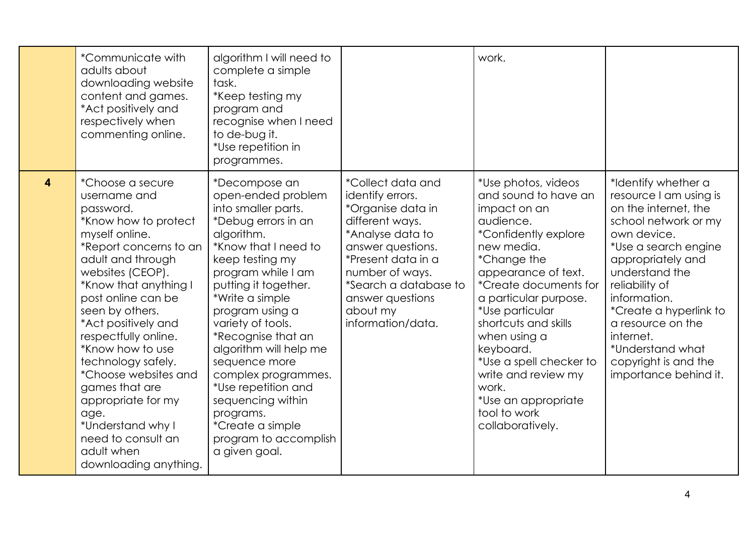| | | | | | |
|---|---|---|---|---|---|
| | *Communicate with adults about downloading website content and games.<br>*Act positively and respectively when commenting online. | algorithm I will need to complete a simple task.<br>*Keep testing my program and recognise when I need to de-bug it.<br>*Use repetition in programmes. | | work. | |
| **4** | *Choose a secure username and password.<br>*Know how to protect myself online.<br>*Report concerns to an adult and through websites (CEOP).<br>*Know that anything I post online can be seen by others.<br>*Act positively and respectfully online.<br>*Know how to use technology safely.<br>*Choose websites and games that are appropriate for my age.<br>*Understand why I need to consult an adult when downloading anything. | *Decompose an open-ended problem into smaller parts.<br>*Debug errors in an algorithm.<br>*Know that I need to keep testing my program while I am putting it together.<br>*Write a simple program using a variety of tools.<br>*Recognise that an algorithm will help me sequence more complex programmes.<br>*Use repetition and sequencing within programs.<br>*Create a simple program to accomplish a given goal. | *Collect data and identify errors.<br>*Organise data in different ways.<br>*Analyse data to answer questions.<br>*Present data in a number of ways.<br>*Search a database to answer questions about my information/data. | *Use photos, videos and sound to have an impact on an audience.<br>*Confidently explore new media.<br>*Change the appearance of text.<br>*Create documents for a particular purpose.<br>*Use particular shortcuts and skills when using a keyboard.<br>*Use a spell checker to write and review my work.<br>*Use an appropriate tool to work collaboratively. | *Identify whether a resource I am using is on the internet, the school network or my own device.<br>*Use a search engine appropriately and understand the reliability of information.<br>*Create a hyperlink to a resource on the internet.<br>*Understand what copyright is and the importance behind it. |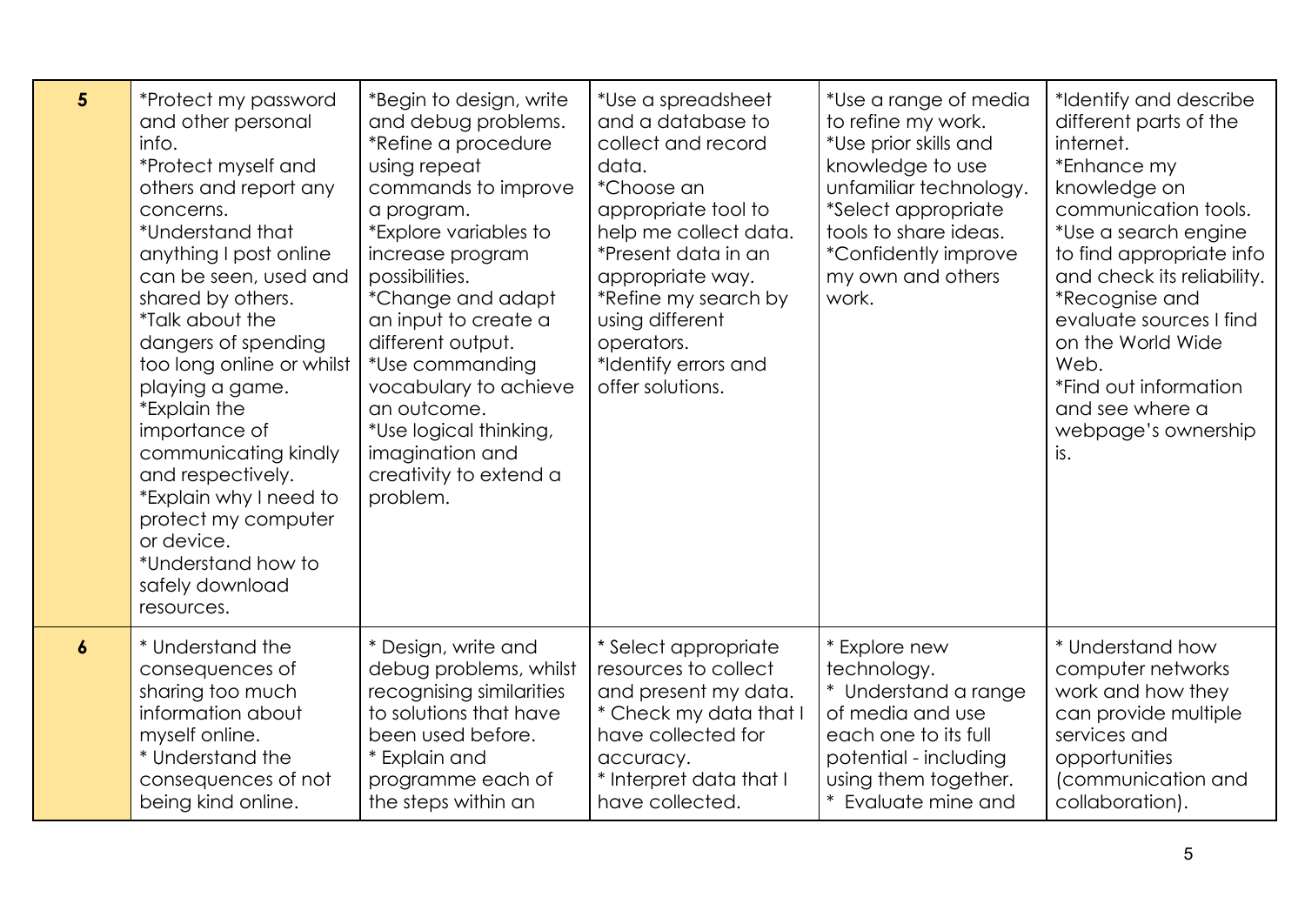| | | | | | |
|---|---|---|---|---|---|
| **5** | *Protect my password and other personal info.<br>*Protect myself and others and report any concerns.<br>*Understand that anything I post online can be seen, used and shared by others.<br>*Talk about the dangers of spending too long online or whilst playing a game.<br>*Explain the importance of communicating kindly and respectively.<br>*Explain why I need to protect my computer or device.<br>*Understand how to safely download resources. | *Begin to design, write and debug problems.<br>*Refine a procedure using repeat commands to improve a program.<br>*Explore variables to increase program possibilities.<br>*Change and adapt an input to create a different output.<br>*Use commanding vocabulary to achieve an outcome.<br>*Use logical thinking, imagination and creativity to extend a problem. | *Use a spreadsheet and a database to collect and record data.<br>*Choose an appropriate tool to help me collect data.<br>*Present data in an appropriate way.<br>*Refine my search by using different operators.<br>*Identify errors and offer solutions. | *Use a range of media to refine my work.<br>*Use prior skills and knowledge to use unfamiliar technology.<br>*Select appropriate tools to share ideas.<br>*Confidently improve my own and others work. | *Identify and describe different parts of the internet.<br>*Enhance my knowledge on communication tools.<br>*Use a search engine to find appropriate info and check its reliability.<br>*Recognise and evaluate sources I find on the World Wide Web.<br>*Find out information and see where a webpage's ownership is. |
| **6** | * Understand the consequences of sharing too much information about myself online.<br>* Understand the consequences of not being kind online. | * Design, write and debug problems, whilst recognising similarities to solutions that have been used before.<br>* Explain and programme each of the steps within an | * Select appropriate resources to collect and present my data.<br>* Check my data that I have collected for accuracy.<br>* Interpret data that I have collected. | * Explore new technology.<br>* Understand a range of media and use each one to its full potential - including using them together.<br>* Evaluate mine and | * Understand how computer networks work and how they can provide multiple services and opportunities (communication and collaboration). |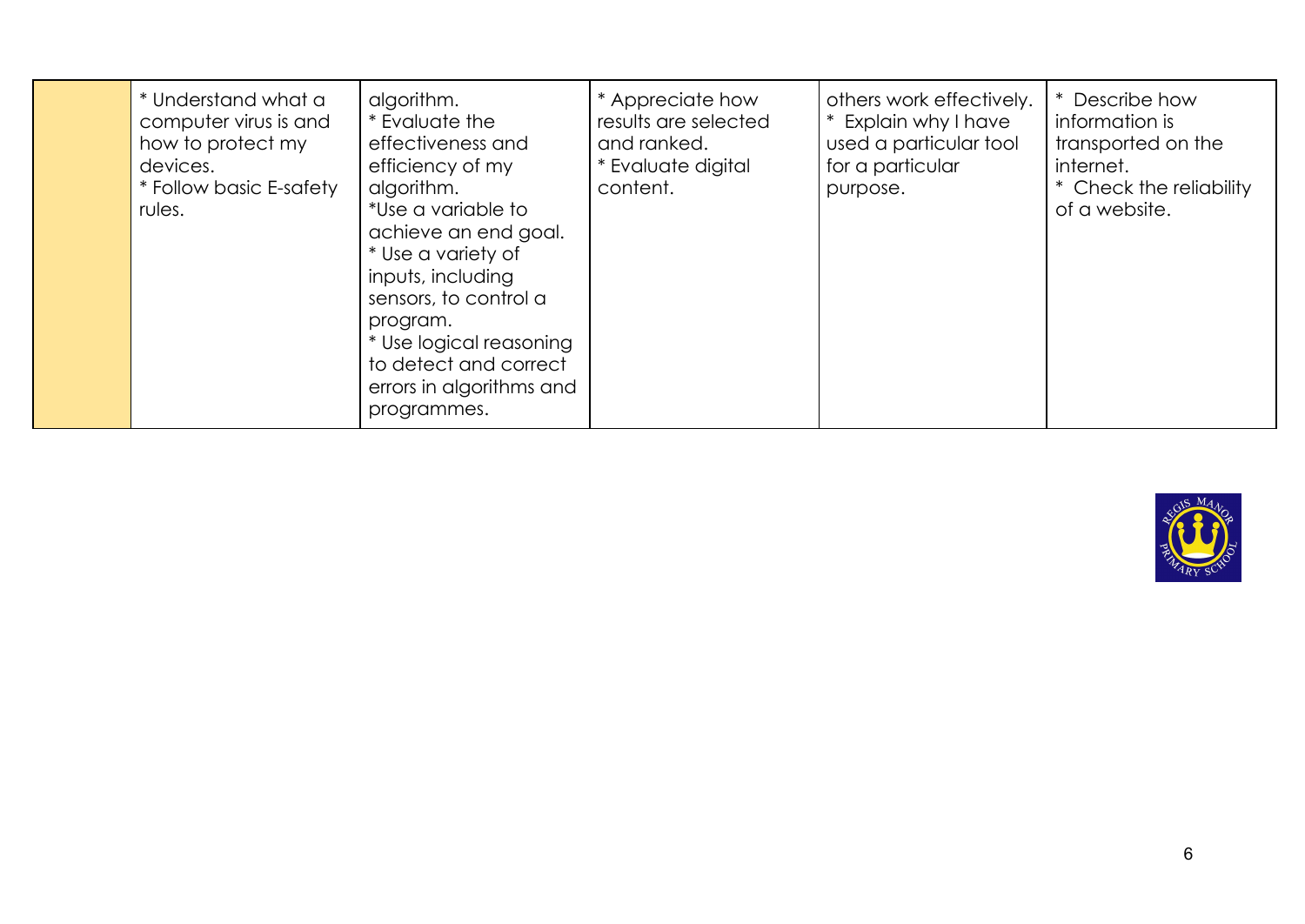| | | | | | |
|---|---|---|---|---|---|
| | * Understand what a computer virus is and how to protect my devices.<br>* Follow basic E-safety rules. | algorithm.<br>* Evaluate the effectiveness and efficiency of my algorithm.<br>*Use a variable to achieve an end goal.<br>* Use a variety of inputs, including sensors, to control a program.<br>* Use logical reasoning to detect and correct errors in algorithms and programmes. | * Appreciate how results are selected and ranked.<br>* Evaluate digital content. | others work effectively.<br>* Explain why I have used a particular tool for a particular purpose. | * Describe how information is transported on the internet.<br>* Check the reliability of a website. |